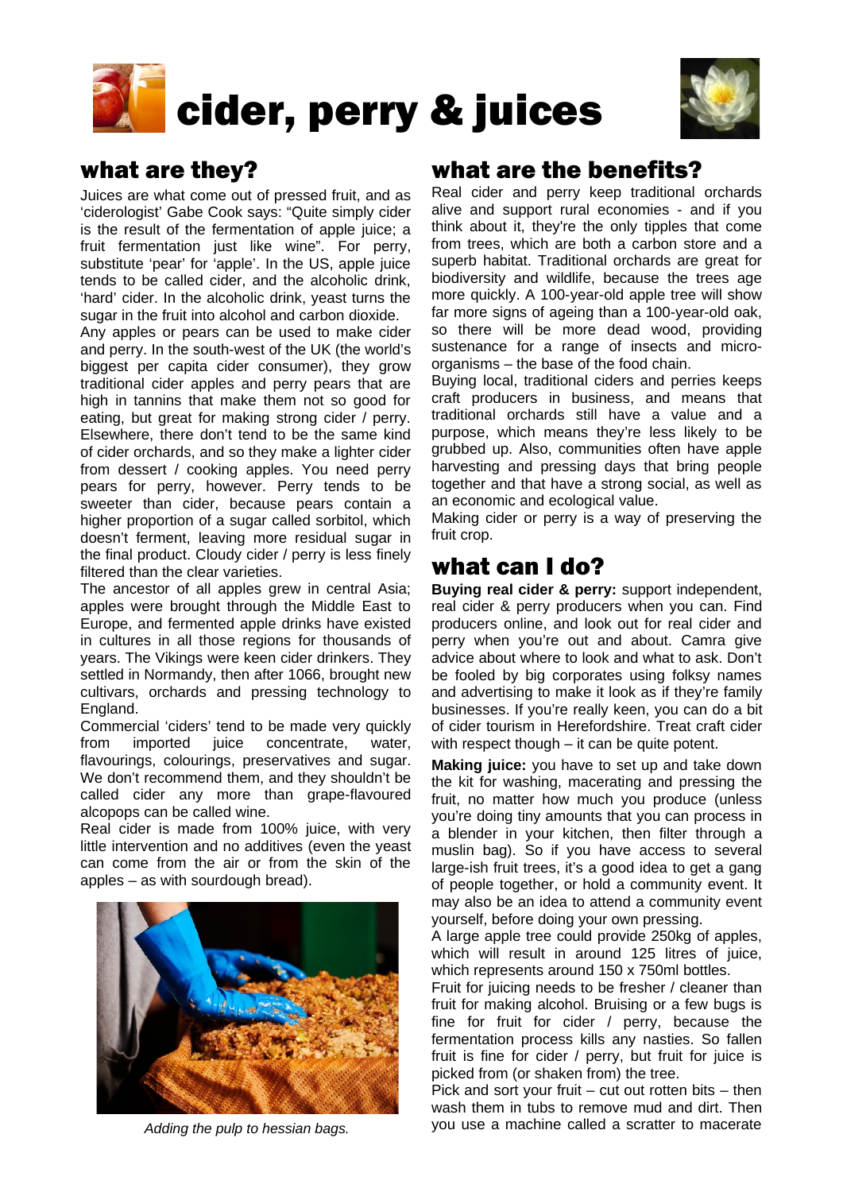# cider, perry & juices

## what are they?

Juices are what come out of pressed fruit, and as 'ciderologist' Gabe Cook says: "Quite simply cider is the result of the fermentation of apple juice; a fruit fermentation just like wine". For perry, substitute 'pear' for 'apple'. In the US, apple juice tends to be called cider, and the alcoholic drink, 'hard' cider. In the alcoholic drink, yeast turns the sugar in the fruit into alcohol and carbon dioxide.

Any apples or pears can be used to make cider and perry. In the south-west of the UK (the world's biggest per capita cider consumer), they grow traditional cider apples and perry pears that are high in tannins that make them not so good for eating, but great for making strong cider / perry. Elsewhere, there don't tend to be the same kind of cider orchards, and so they make a lighter cider from dessert / cooking apples. You need perry pears for perry, however. Perry tends to be sweeter than cider, because pears contain a higher proportion of a sugar called sorbitol, which doesn't ferment, leaving more residual sugar in the final product. Cloudy cider / perry is less finely filtered than the clear varieties.

The ancestor of all apples grew in central Asia; apples were brought through the Middle East to Europe, and fermented apple drinks have existed in cultures in all those regions for thousands of years. The Vikings were keen cider drinkers. They settled in Normandy, then after 1066, brought new cultivars, orchards and pressing technology to England.

Commercial 'ciders' tend to be made very quickly from imported juice concentrate, water, flavourings, colourings, preservatives and sugar. We don't recommend them, and they shouldn't be called cider any more than grape-flavoured alcopops can be called wine.

Real cider is made from 100% juice, with very little intervention and no additives (even the yeast can come from the air or from the skin of the apples – as with sourdough bread).

*Adding the pulp to hessian bags.*

## what are the benefits?

Real cider and perry keep traditional orchards alive and support rural economies - and if you think about it, they're the only tipples that come from trees, which are both a carbon store and a superb habitat. Traditional orchards are great for biodiversity and wildlife, because the trees age more quickly. A 100-year-old apple tree will show far more signs of ageing than a 100-year-old oak, so there will be more dead wood, providing sustenance for a range of insects and micro-organisms – the base of the food chain.

Buying local, traditional ciders and perries keeps craft producers in business, and means that traditional orchards still have a value and a purpose, which means they're less likely to be grubbed up. Also, communities often have apple harvesting and pressing days that bring people together and that have a strong social, as well as an economic and ecological value.

Making cider or perry is a way of preserving the fruit crop.

## what can I do?

**Buying real cider & perry:** support independent, real cider & perry producers when you can. Find producers online, and look out for real cider and perry when you're out and about. Camra give advice about where to look and what to ask. Don't be fooled by big corporates using folksy names and advertising to make it look as if they're family businesses. If you're really keen, you can do a bit of cider tourism in Herefordshire. Treat craft cider with respect though – it can be quite potent.

**Making juice:** you have to set up and take down the kit for washing, macerating and pressing the fruit, no matter how much you produce (unless you're doing tiny amounts that you can process in a blender in your kitchen, then filter through a muslin bag). So if you have access to several large-ish fruit trees, it's a good idea to get a gang of people together, or hold a community event. It may also be an idea to attend a community event yourself, before doing your own pressing.

A large apple tree could provide 250kg of apples, which will result in around 125 litres of juice, which represents around 150 x 750ml bottles.

Fruit for juicing needs to be fresher / cleaner than fruit for making alcohol. Bruising or a few bugs is fine for fruit for cider / perry, because the fermentation process kills any nasties. So fallen fruit is fine for cider / perry, but fruit for juice is picked from (or shaken from) the tree.

Pick and sort your fruit – cut out rotten bits – then wash them in tubs to remove mud and dirt. Then you use a machine called a scratter to macerate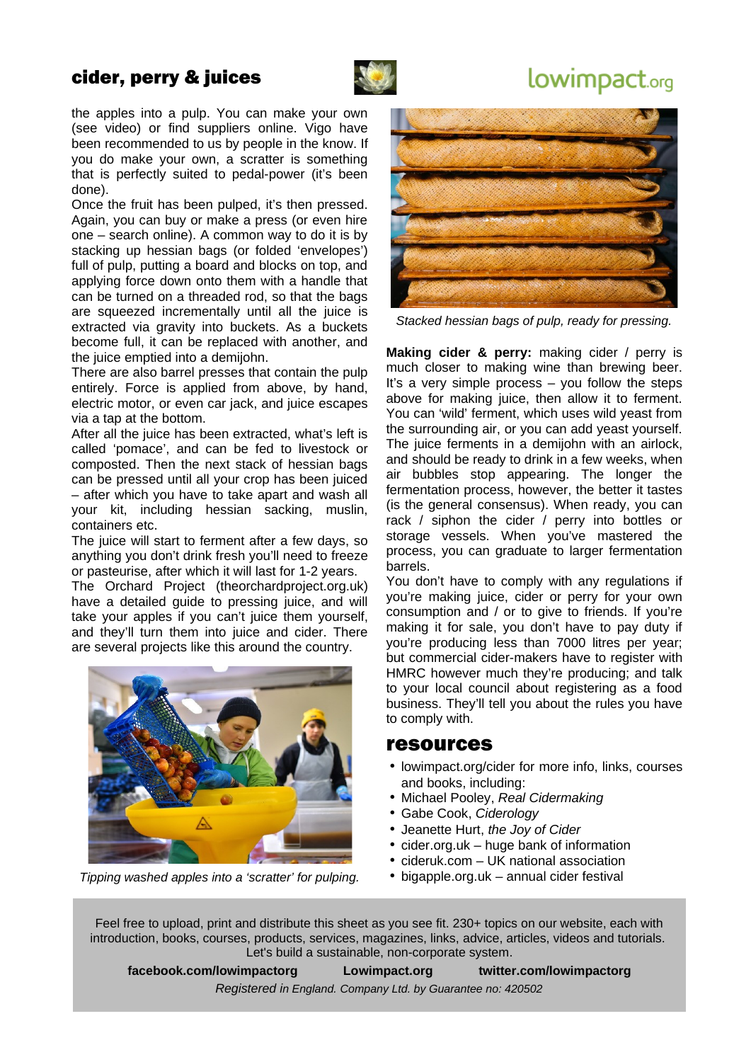the apples into a pulp. You can make your own (see video) or find suppliers online. Vigo have been recommended to us by people in the know. If you do make your own, a scratter is something that is perfectly suited to pedal-power (it's been done).

Once the fruit has been pulped, it's then pressed. Again, you can buy or make a press (or even hire one – search online). A common way to do it is by stacking up hessian bags (or folded 'envelopes') full of pulp, putting a board and blocks on top, and applying force down onto them with a handle that can be turned on a threaded rod, so that the bags are squeezed incrementally until all the juice is extracted via gravity into buckets. As a buckets become full, it can be replaced with another, and the juice emptied into a demijohn.

There are also barrel presses that contain the pulp entirely. Force is applied from above, by hand, electric motor, or even car jack, and juice escapes via a tap at the bottom.

After all the juice has been extracted, what's left is called 'pomace', and can be fed to livestock or composted. Then the next stack of hessian bags can be pressed until all your crop has been juiced – after which you have to take apart and wash all your kit, including hessian sacking, muslin, containers etc.

The juice will start to ferment after a few days, so anything you don't drink fresh you'll need to freeze or pasteurise, after which it will last for 1-2 years.

The Orchard Project (theorchardproject.org.uk) have a detailed guide to pressing juice, and will take your apples if you can't juice them yourself, and they'll turn them into juice and cider. There are several projects like this around the country.

*Tipping washed apples into a 'scratter' for pulping.*

*Stacked hessian bags of pulp, ready for pressing.*

**Making cider & perry:** making cider / perry is much closer to making wine than brewing beer. It's a very simple process – you follow the steps above for making juice, then allow it to ferment. You can 'wild' ferment, which uses wild yeast from the surrounding air, or you can add yeast yourself. The juice ferments in a demijohn with an airlock, and should be ready to drink in a few weeks, when air bubbles stop appearing. The longer the fermentation process, however, the better it tastes (is the general consensus). When ready, you can rack / siphon the cider / perry into bottles or storage vessels. When you've mastered the process, you can graduate to larger fermentation barrels.

You don't have to comply with any regulations if you're making juice, cider or perry for your own consumption and / or to give to friends. If you're making it for sale, you don't have to pay duty if you're producing less than 7000 litres per year; but commercial cider-makers have to register with HMRC however much they're producing; and talk to your local council about registering as a food business. They'll tell you about the rules you have to comply with.

## resources

- lowimpact.org/cider for more info, links, courses and books, including:
- Michael Pooley, *Real Cidermaking*
- Gabe Cook, *Ciderology*
- Jeanette Hurt, *the Joy of Cider*
- cider.org.uk – huge bank of information
- cideruk.com – UK national association
- bigapple.org.uk – annual cider festival

Feel free to upload, print and distribute this sheet as you see fit. 230+ topics on our website, each with introduction, books, courses, products, services, magazines, links, advice, articles, videos and tutorials. Let's build a sustainable, non-corporate system.

**facebook.com/lowimpactorg** **Lowimpact.org** **twitter.com/lowimpactorg**

*Registered in England. Company Ltd. by Guarantee no: 420502*